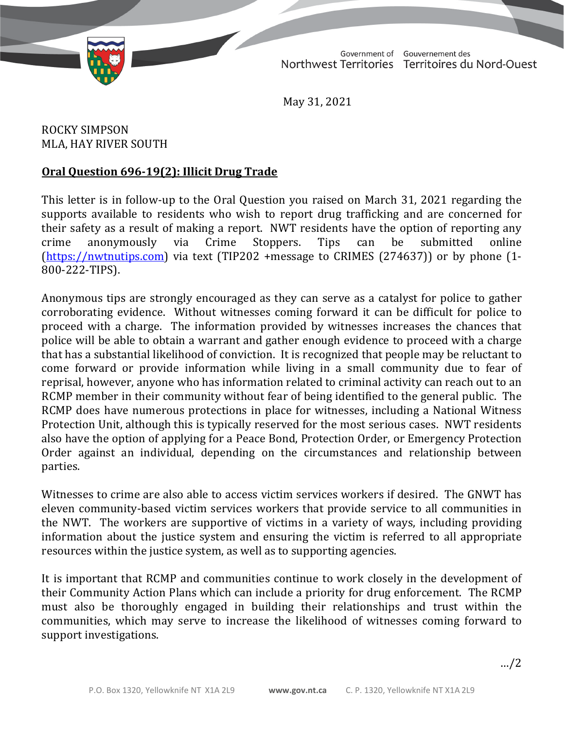May 31, 2021

ROCKY SIMPSON
MLA, HAY RIVER SOUTH

**Oral Question 696-19(2): Illicit Drug Trade**

This letter is in follow-up to the Oral Question you raised on March 31, 2021 regarding the supports available to residents who wish to report drug trafficking and are concerned for their safety as a result of making a report. NWT residents have the option of reporting any crime anonymously via Crime Stoppers. Tips can be submitted online (https://nwtnutips.com) via text (TIP202 +message to CRIMES (274637)) or by phone (1-800-222-TIPS).

Anonymous tips are strongly encouraged as they can serve as a catalyst for police to gather corroborating evidence. Without witnesses coming forward it can be difficult for police to proceed with a charge. The information provided by witnesses increases the chances that police will be able to obtain a warrant and gather enough evidence to proceed with a charge that has a substantial likelihood of conviction. It is recognized that people may be reluctant to come forward or provide information while living in a small community due to fear of reprisal, however, anyone who has information related to criminal activity can reach out to an RCMP member in their community without fear of being identified to the general public. The RCMP does have numerous protections in place for witnesses, including a National Witness Protection Unit, although this is typically reserved for the most serious cases. NWT residents also have the option of applying for a Peace Bond, Protection Order, or Emergency Protection Order against an individual, depending on the circumstances and relationship between parties.

Witnesses to crime are also able to access victim services workers if desired. The GNWT has eleven community-based victim services workers that provide service to all communities in the NWT. The workers are supportive of victims in a variety of ways, including providing information about the justice system and ensuring the victim is referred to all appropriate resources within the justice system, as well as to supporting agencies.

It is important that RCMP and communities continue to work closely in the development of their Community Action Plans which can include a priority for drug enforcement. The RCMP must also be thoroughly engaged in building their relationships and trust within the communities, which may serve to increase the likelihood of witnesses coming forward to support investigations.

…/2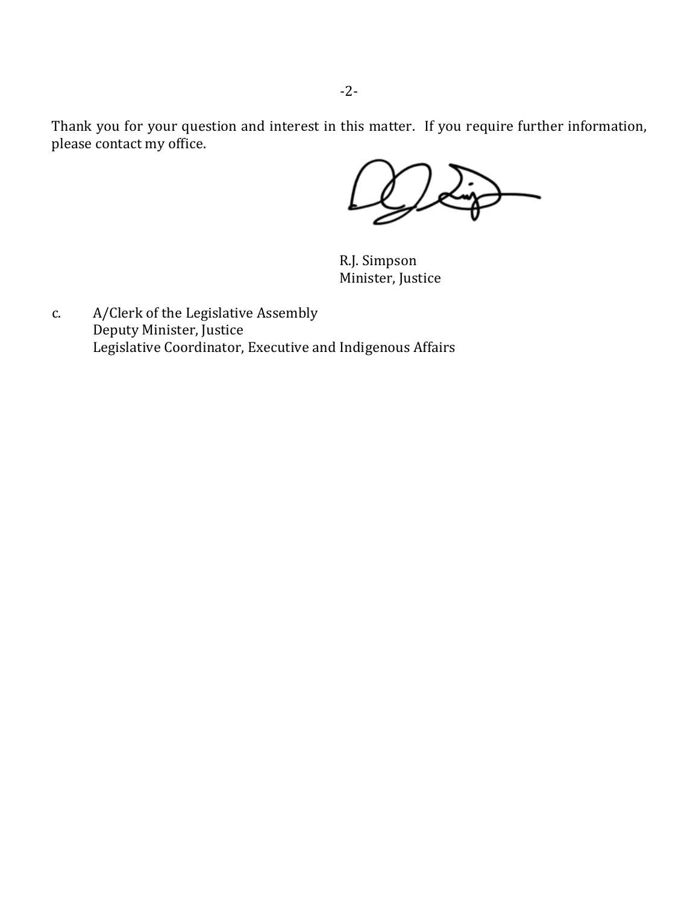Thank you for your question and interest in this matter. If you require further information, please contact my office.

R.J. Simpson
Minister, Justice

c. A/Clerk of the Legislative Assembly
Deputy Minister, Justice
Legislative Coordinator, Executive and Indigenous Affairs